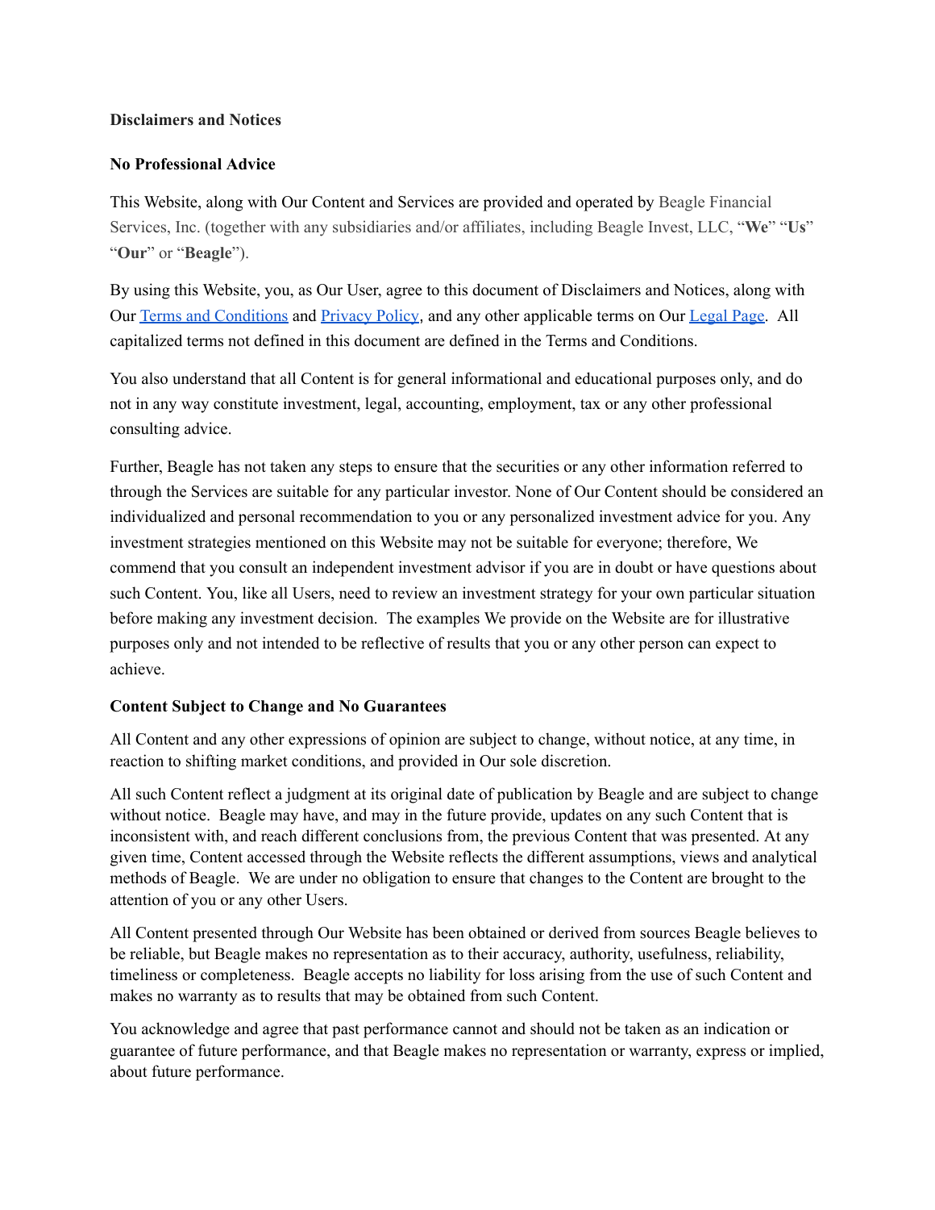**Disclaimers and Notices**

**No Professional Advice**

This Website, along with Our Content and Services are provided and operated by Beagle Financial Services, Inc. (together with any subsidiaries and/or affiliates, including Beagle Invest, LLC, "**We**" "**Us**" "**Our**" or "**Beagle**").

By using this Website, you, as Our User, agree to this document of Disclaimers and Notices, along with Our Terms and Conditions and Privacy Policy, and any other applicable terms on Our Legal Page. All capitalized terms not defined in this document are defined in the Terms and Conditions.

You also understand that all Content is for general informational and educational purposes only, and do not in any way constitute investment, legal, accounting, employment, tax or any other professional consulting advice.

Further, Beagle has not taken any steps to ensure that the securities or any other information referred to through the Services are suitable for any particular investor. None of Our Content should be considered an individualized and personal recommendation to you or any personalized investment advice for you. Any investment strategies mentioned on this Website may not be suitable for everyone; therefore, We commend that you consult an independent investment advisor if you are in doubt or have questions about such Content. You, like all Users, need to review an investment strategy for your own particular situation before making any investment decision. The examples We provide on the Website are for illustrative purposes only and not intended to be reflective of results that you or any other person can expect to achieve.

**Content Subject to Change and No Guarantees**

All Content and any other expressions of opinion are subject to change, without notice, at any time, in reaction to shifting market conditions, and provided in Our sole discretion.

All such Content reflect a judgment at its original date of publication by Beagle and are subject to change without notice. Beagle may have, and may in the future provide, updates on any such Content that is inconsistent with, and reach different conclusions from, the previous Content that was presented. At any given time, Content accessed through the Website reflects the different assumptions, views and analytical methods of Beagle. We are under no obligation to ensure that changes to the Content are brought to the attention of you or any other Users.

All Content presented through Our Website has been obtained or derived from sources Beagle believes to be reliable, but Beagle makes no representation as to their accuracy, authority, usefulness, reliability, timeliness or completeness. Beagle accepts no liability for loss arising from the use of such Content and makes no warranty as to results that may be obtained from such Content.

You acknowledge and agree that past performance cannot and should not be taken as an indication or guarantee of future performance, and that Beagle makes no representation or warranty, express or implied, about future performance.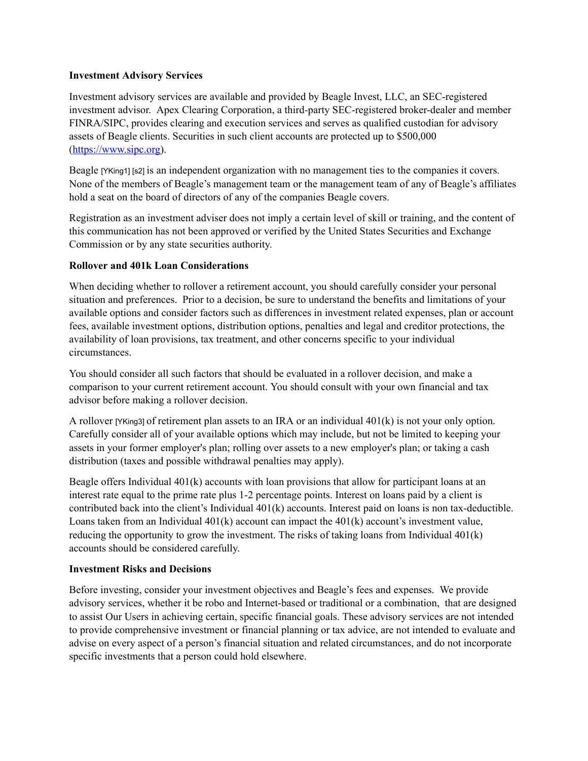**Investment Advisory Services**

Investment advisory services are available and provided by Beagle Invest, LLC, an SEC-registered investment advisor. Apex Clearing Corporation, a third-party SEC-registered broker-dealer and member FINRA/SIPC, provides clearing and execution services and serves as qualified custodian for advisory assets of Beagle clients. Securities in such client accounts are protected up to $500,000 ([https://www.sipc.org](https://www.sipc.org)).

Beagle [YKing1] [s2] is an independent organization with no management ties to the companies it covers. None of the members of Beagle's management team or the management team of any of Beagle's affiliates hold a seat on the board of directors of any of the companies Beagle covers.

Registration as an investment adviser does not imply a certain level of skill or training, and the content of this communication has not been approved or verified by the United States Securities and Exchange Commission or by any state securities authority.

**Rollover and 401k Loan Considerations**

When deciding whether to rollover a retirement account, you should carefully consider your personal situation and preferences. Prior to a decision, be sure to understand the benefits and limitations of your available options and consider factors such as differences in investment related expenses, plan or account fees, available investment options, distribution options, penalties and legal and creditor protections, the availability of loan provisions, tax treatment, and other concerns specific to your individual circumstances.

You should consider all such factors that should be evaluated in a rollover decision, and make a comparison to your current retirement account. You should consult with your own financial and tax advisor before making a rollover decision.

A rollover [YKing3] of retirement plan assets to an IRA or an individual 401(k) is not your only option. Carefully consider all of your available options which may include, but not be limited to keeping your assets in your former employer's plan; rolling over assets to a new employer's plan; or taking a cash distribution (taxes and possible withdrawal penalties may apply).

Beagle offers Individual 401(k) accounts with loan provisions that allow for participant loans at an interest rate equal to the prime rate plus 1-2 percentage points. Interest on loans paid by a client is contributed back into the client's Individual 401(k) accounts. Interest paid on loans is non tax-deductible. Loans taken from an Individual 401(k) account can impact the 401(k) account's investment value, reducing the opportunity to grow the investment. The risks of taking loans from Individual 401(k) accounts should be considered carefully.

**Investment Risks and Decisions**

Before investing, consider your investment objectives and Beagle's fees and expenses. We provide advisory services, whether it be robo and Internet-based or traditional or a combination, that are designed to assist Our Users in achieving certain, specific financial goals. These advisory services are not intended to provide comprehensive investment or financial planning or tax advice, are not intended to evaluate and advise on every aspect of a person's financial situation and related circumstances, and do not incorporate specific investments that a person could hold elsewhere.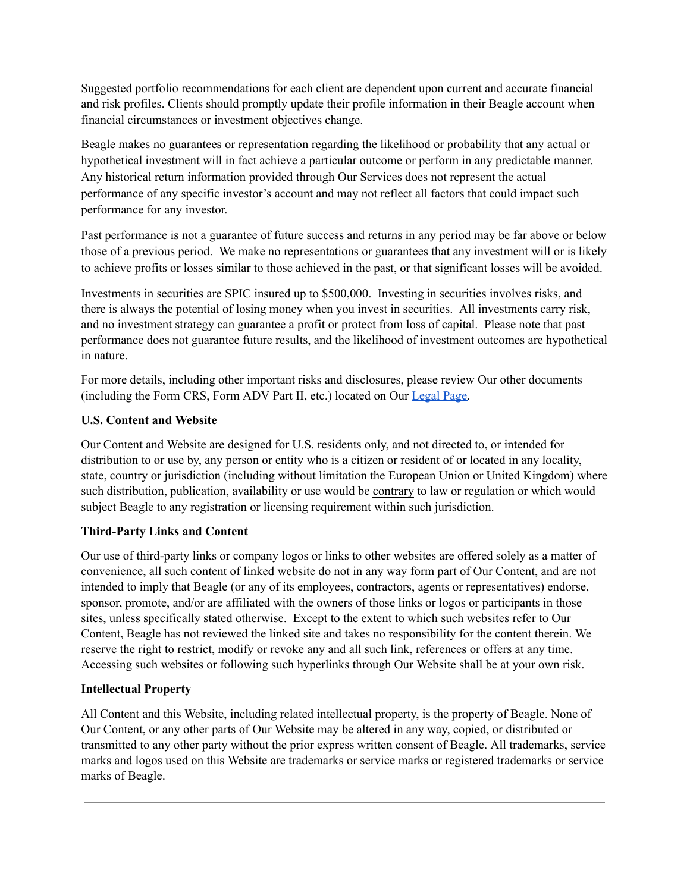Suggested portfolio recommendations for each client are dependent upon current and accurate financial and risk profiles. Clients should promptly update their profile information in their Beagle account when financial circumstances or investment objectives change.

Beagle makes no guarantees or representation regarding the likelihood or probability that any actual or hypothetical investment will in fact achieve a particular outcome or perform in any predictable manner. Any historical return information provided through Our Services does not represent the actual performance of any specific investor's account and may not reflect all factors that could impact such performance for any investor.

Past performance is not a guarantee of future success and returns in any period may be far above or below those of a previous period. We make no representations or guarantees that any investment will or is likely to achieve profits or losses similar to those achieved in the past, or that significant losses will be avoided.

Investments in securities are SPIC insured up to $500,000. Investing in securities involves risks, and there is always the potential of losing money when you invest in securities. All investments carry risk, and no investment strategy can guarantee a profit or protect from loss of capital. Please note that past performance does not guarantee future results, and the likelihood of investment outcomes are hypothetical in nature.

For more details, including other important risks and disclosures, please review Our other documents (including the Form CRS, Form ADV Part II, etc.) located on Our [Legal Page](#).

**U.S. Content and Website**

Our Content and Website are designed for U.S. residents only, and not directed to, or intended for distribution to or use by, any person or entity who is a citizen or resident of or located in any locality, state, country or jurisdiction (including without limitation the European Union or United Kingdom) where such distribution, publication, availability or use would be contrary to law or regulation or which would subject Beagle to any registration or licensing requirement within such jurisdiction.

**Third-Party Links and Content**

Our use of third-party links or company logos or links to other websites are offered solely as a matter of convenience, all such content of linked website do not in any way form part of Our Content, and are not intended to imply that Beagle (or any of its employees, contractors, agents or representatives) endorse, sponsor, promote, and/or are affiliated with the owners of those links or logos or participants in those sites, unless specifically stated otherwise. Except to the extent to which such websites refer to Our Content, Beagle has not reviewed the linked site and takes no responsibility for the content therein. We reserve the right to restrict, modify or revoke any and all such link, references or offers at any time. Accessing such websites or following such hyperlinks through Our Website shall be at your own risk.

**Intellectual Property**

All Content and this Website, including related intellectual property, is the property of Beagle. None of Our Content, or any other parts of Our Website may be altered in any way, copied, or distributed or transmitted to any other party without the prior express written consent of Beagle. All trademarks, service marks and logos used on this Website are trademarks or service marks or registered trademarks or service marks of Beagle.

---